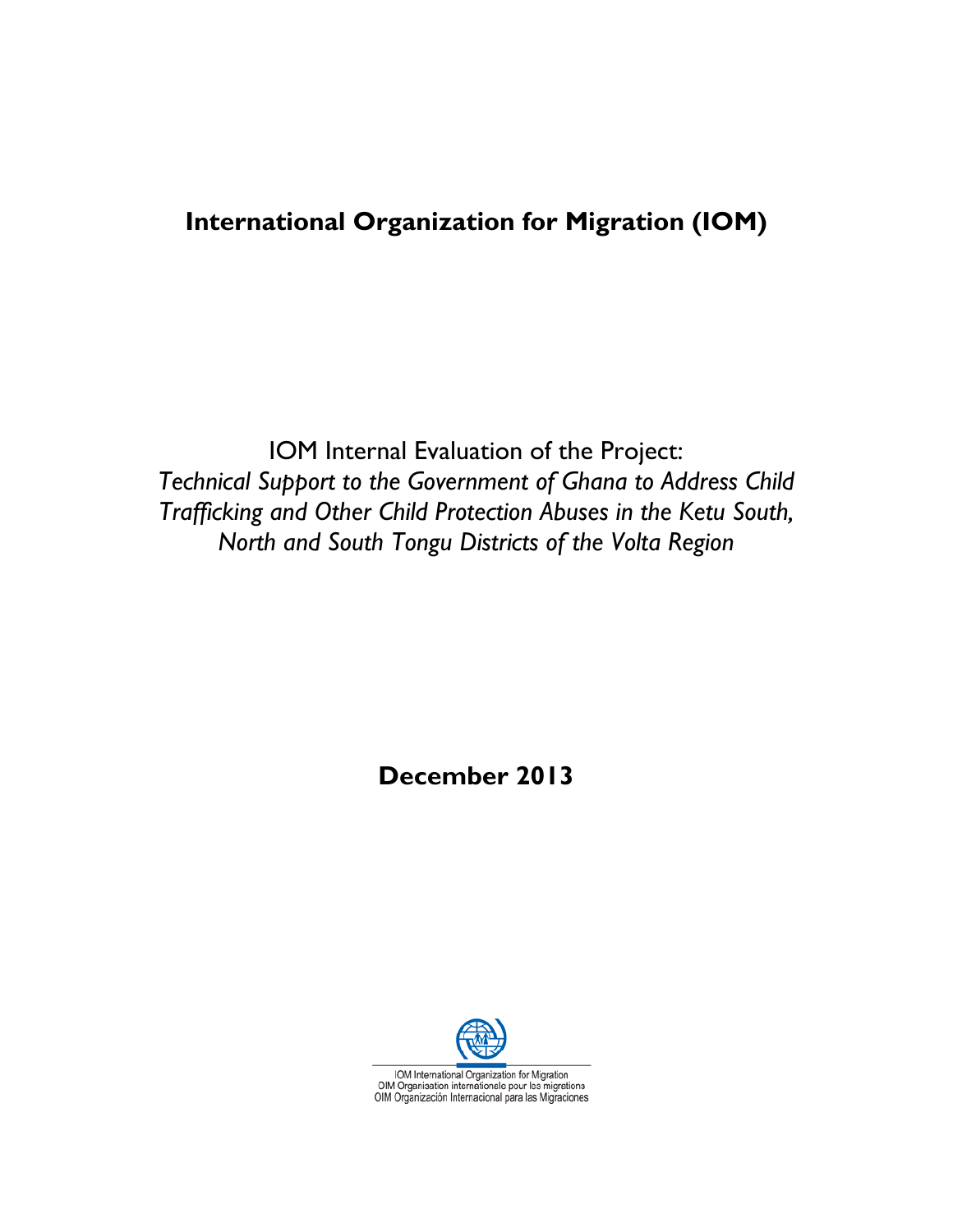# International Organization for Migration (IOM)

IOM Internal Evaluation of the Project:
*Technical Support to the Government of Ghana to Address Child Trafficking and Other Child Protection Abuses in the Ketu South, North and South Tongu Districts of the Volta Region*

**December 2013**

IOM International Organization for Migration
OIM Organisation internationale pour les migrations
OIM Organización Internacional para las Migraciones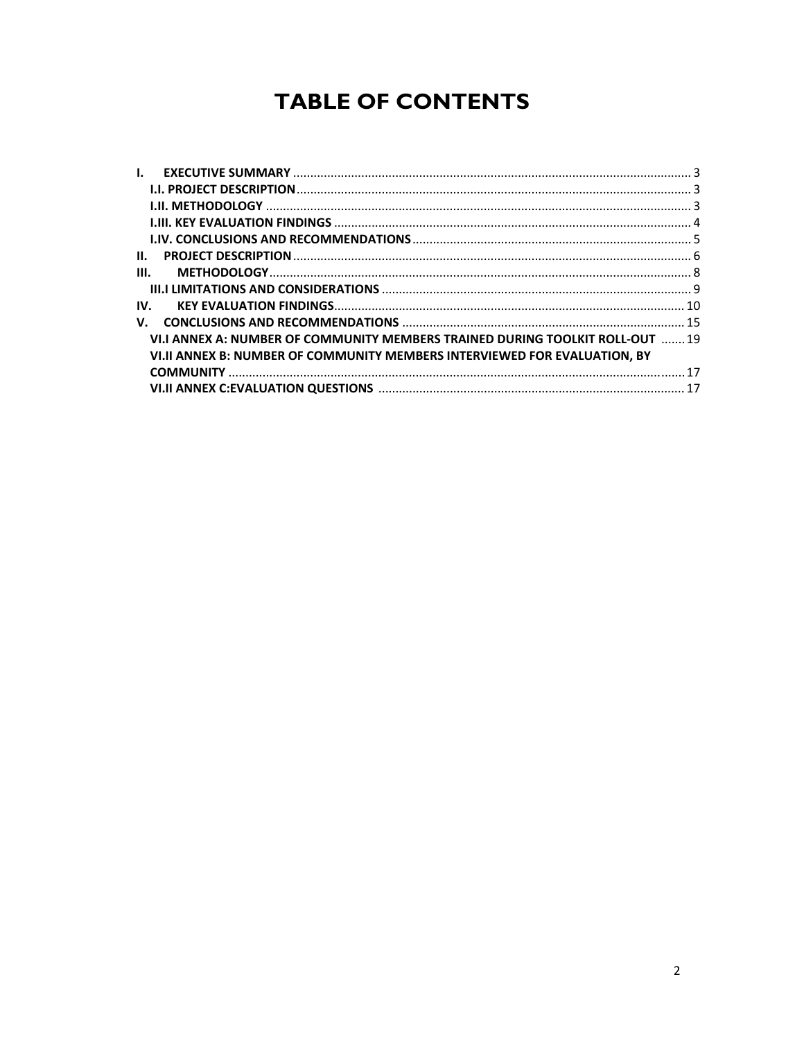# TABLE OF CONTENTS

- I. EXECUTIVE SUMMARY .......... 3
  - I.I. PROJECT DESCRIPTION .......... 3
  - I.II. METHODOLOGY .......... 3
  - I.III. KEY EVALUATION FINDINGS .......... 4
  - I.IV. CONCLUSIONS AND RECOMMENDATIONS .......... 5
- II. PROJECT DESCRIPTION .......... 6
- III. METHODOLOGY .......... 8
  - III.I LIMITATIONS AND CONSIDERATIONS .......... 9
- IV. KEY EVALUATION FINDINGS .......... 10
- V. CONCLUSIONS AND RECOMMENDATIONS .......... 15
  - VI.I ANNEX A: NUMBER OF COMMUNITY MEMBERS TRAINED DURING TOOLKIT ROLL-OUT .......... 19
  - VI.II ANNEX B: NUMBER OF COMMUNITY MEMBERS INTERVIEWED FOR EVALUATION, BY COMMUNITY .......... 17
  - VI.II ANNEX C:EVALUATION QUESTIONS .......... 17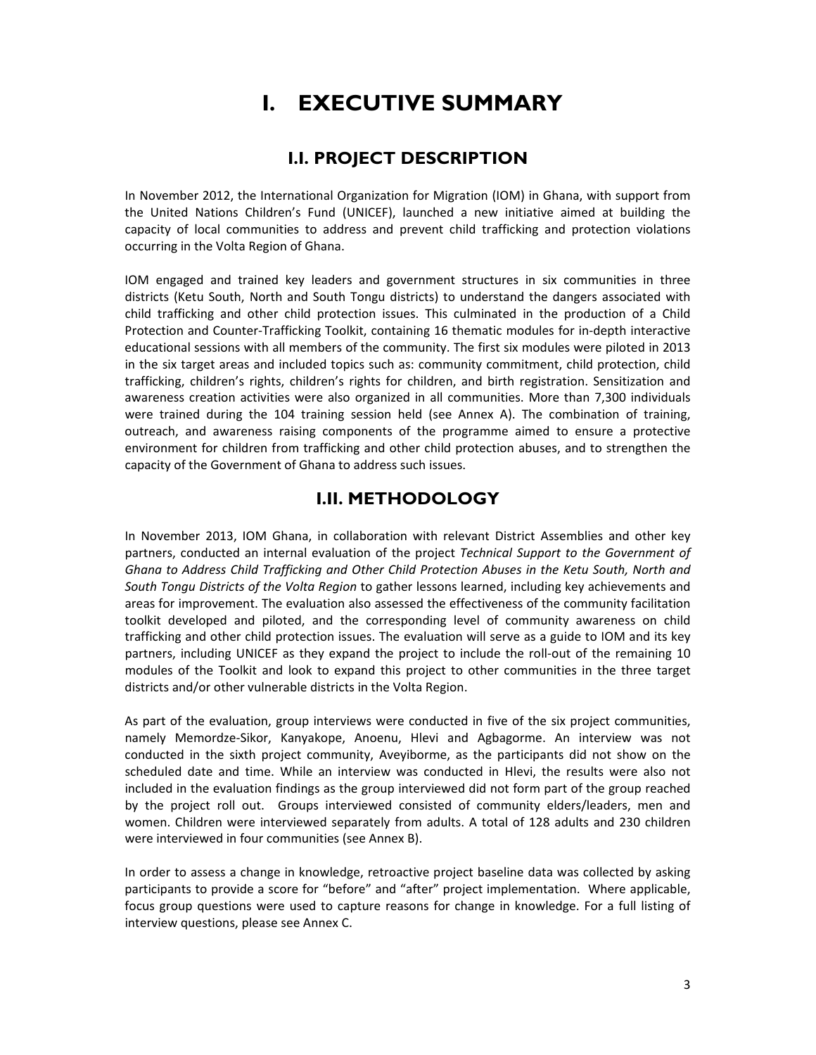# I. EXECUTIVE SUMMARY

## I.I. PROJECT DESCRIPTION

In November 2012, the International Organization for Migration (IOM) in Ghana, with support from the United Nations Children's Fund (UNICEF), launched a new initiative aimed at building the capacity of local communities to address and prevent child trafficking and protection violations occurring in the Volta Region of Ghana.

IOM engaged and trained key leaders and government structures in six communities in three districts (Ketu South, North and South Tongu districts) to understand the dangers associated with child trafficking and other child protection issues. This culminated in the production of a Child Protection and Counter-Trafficking Toolkit, containing 16 thematic modules for in-depth interactive educational sessions with all members of the community. The first six modules were piloted in 2013 in the six target areas and included topics such as: community commitment, child protection, child trafficking, children's rights, children's rights for children, and birth registration. Sensitization and awareness creation activities were also organized in all communities. More than 7,300 individuals were trained during the 104 training session held (see Annex A). The combination of training, outreach, and awareness raising components of the programme aimed to ensure a protective environment for children from trafficking and other child protection abuses, and to strengthen the capacity of the Government of Ghana to address such issues.

## I.II. METHODOLOGY

In November 2013, IOM Ghana, in collaboration with relevant District Assemblies and other key partners, conducted an internal evaluation of the project *Technical Support to the Government of Ghana to Address Child Trafficking and Other Child Protection Abuses in the Ketu South, North and South Tongu Districts of the Volta Region* to gather lessons learned, including key achievements and areas for improvement. The evaluation also assessed the effectiveness of the community facilitation toolkit developed and piloted, and the corresponding level of community awareness on child trafficking and other child protection issues. The evaluation will serve as a guide to IOM and its key partners, including UNICEF as they expand the project to include the roll-out of the remaining 10 modules of the Toolkit and look to expand this project to other communities in the three target districts and/or other vulnerable districts in the Volta Region.

As part of the evaluation, group interviews were conducted in five of the six project communities, namely Memordze-Sikor, Kanyakope, Anoenu, Hlevi and Agbagorme. An interview was not conducted in the sixth project community, Aveyiborme, as the participants did not show on the scheduled date and time. While an interview was conducted in Hlevi, the results were also not included in the evaluation findings as the group interviewed did not form part of the group reached by the project roll out. Groups interviewed consisted of community elders/leaders, men and women. Children were interviewed separately from adults. A total of 128 adults and 230 children were interviewed in four communities (see Annex B).

In order to assess a change in knowledge, retroactive project baseline data was collected by asking participants to provide a score for "before" and "after" project implementation. Where applicable, focus group questions were used to capture reasons for change in knowledge. For a full listing of interview questions, please see Annex C.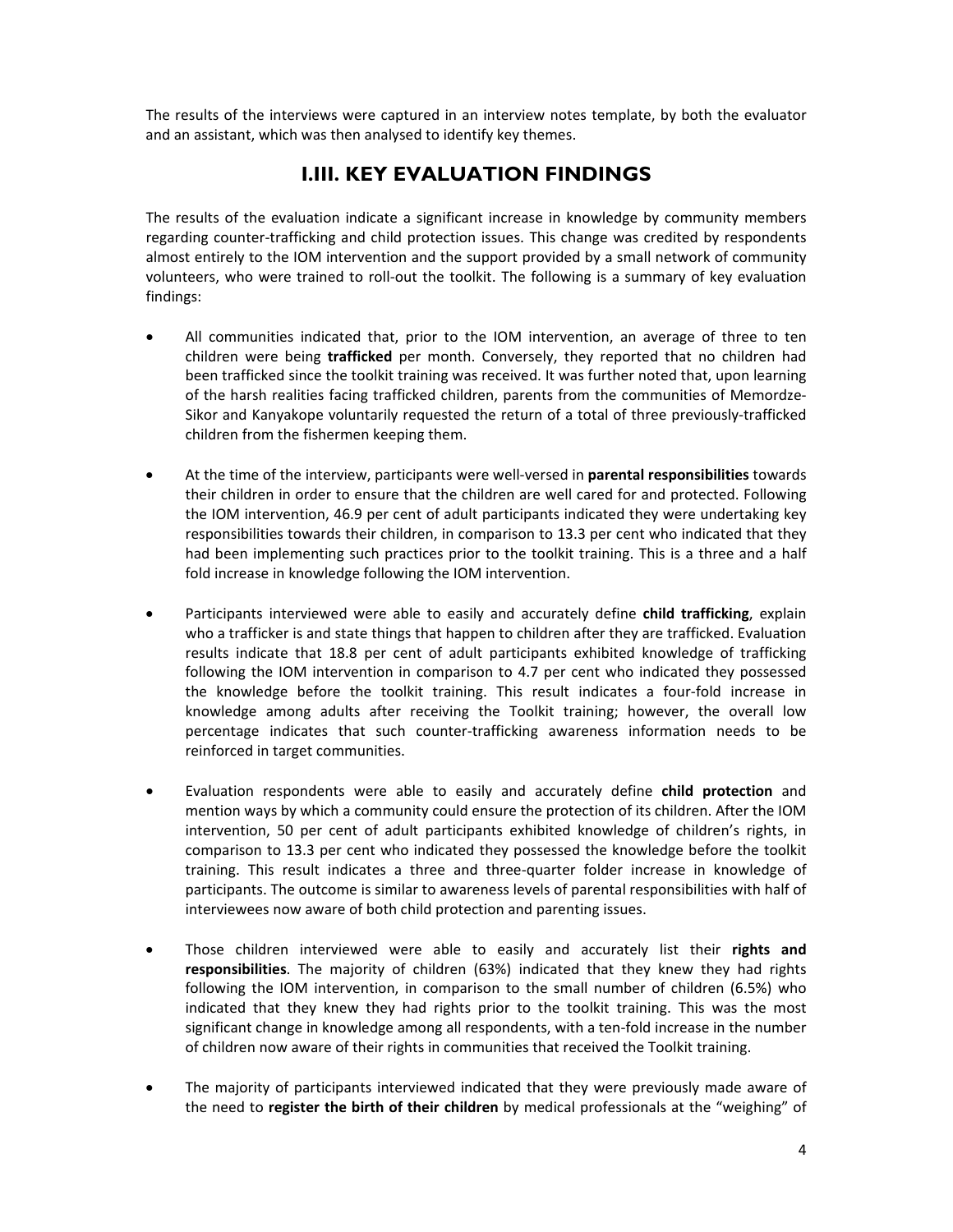The results of the interviews were captured in an interview notes template, by both the evaluator and an assistant, which was then analysed to identify key themes.

## I.III. KEY EVALUATION FINDINGS

The results of the evaluation indicate a significant increase in knowledge by community members regarding counter-trafficking and child protection issues. This change was credited by respondents almost entirely to the IOM intervention and the support provided by a small network of community volunteers, who were trained to roll-out the toolkit. The following is a summary of key evaluation findings:

- All communities indicated that, prior to the IOM intervention, an average of three to ten children were being **trafficked** per month. Conversely, they reported that no children had been trafficked since the toolkit training was received. It was further noted that, upon learning of the harsh realities facing trafficked children, parents from the communities of Memordze-Sikor and Kanyakope voluntarily requested the return of a total of three previously-trafficked children from the fishermen keeping them.

- At the time of the interview, participants were well-versed in **parental responsibilities** towards their children in order to ensure that the children are well cared for and protected. Following the IOM intervention, 46.9 per cent of adult participants indicated they were undertaking key responsibilities towards their children, in comparison to 13.3 per cent who indicated that they had been implementing such practices prior to the toolkit training. This is a three and a half fold increase in knowledge following the IOM intervention.

- Participants interviewed were able to easily and accurately define **child trafficking**, explain who a trafficker is and state things that happen to children after they are trafficked. Evaluation results indicate that 18.8 per cent of adult participants exhibited knowledge of trafficking following the IOM intervention in comparison to 4.7 per cent who indicated they possessed the knowledge before the toolkit training. This result indicates a four-fold increase in knowledge among adults after receiving the Toolkit training; however, the overall low percentage indicates that such counter-trafficking awareness information needs to be reinforced in target communities.

- Evaluation respondents were able to easily and accurately define **child protection** and mention ways by which a community could ensure the protection of its children. After the IOM intervention, 50 per cent of adult participants exhibited knowledge of children's rights, in comparison to 13.3 per cent who indicated they possessed the knowledge before the toolkit training. This result indicates a three and three-quarter folder increase in knowledge of participants. The outcome is similar to awareness levels of parental responsibilities with half of interviewees now aware of both child protection and parenting issues.

- Those children interviewed were able to easily and accurately list their **rights and responsibilities**. The majority of children (63%) indicated that they knew they had rights following the IOM intervention, in comparison to the small number of children (6.5%) who indicated that they knew they had rights prior to the toolkit training. This was the most significant change in knowledge among all respondents, with a ten-fold increase in the number of children now aware of their rights in communities that received the Toolkit training.

- The majority of participants interviewed indicated that they were previously made aware of the need to **register the birth of their children** by medical professionals at the "weighing" of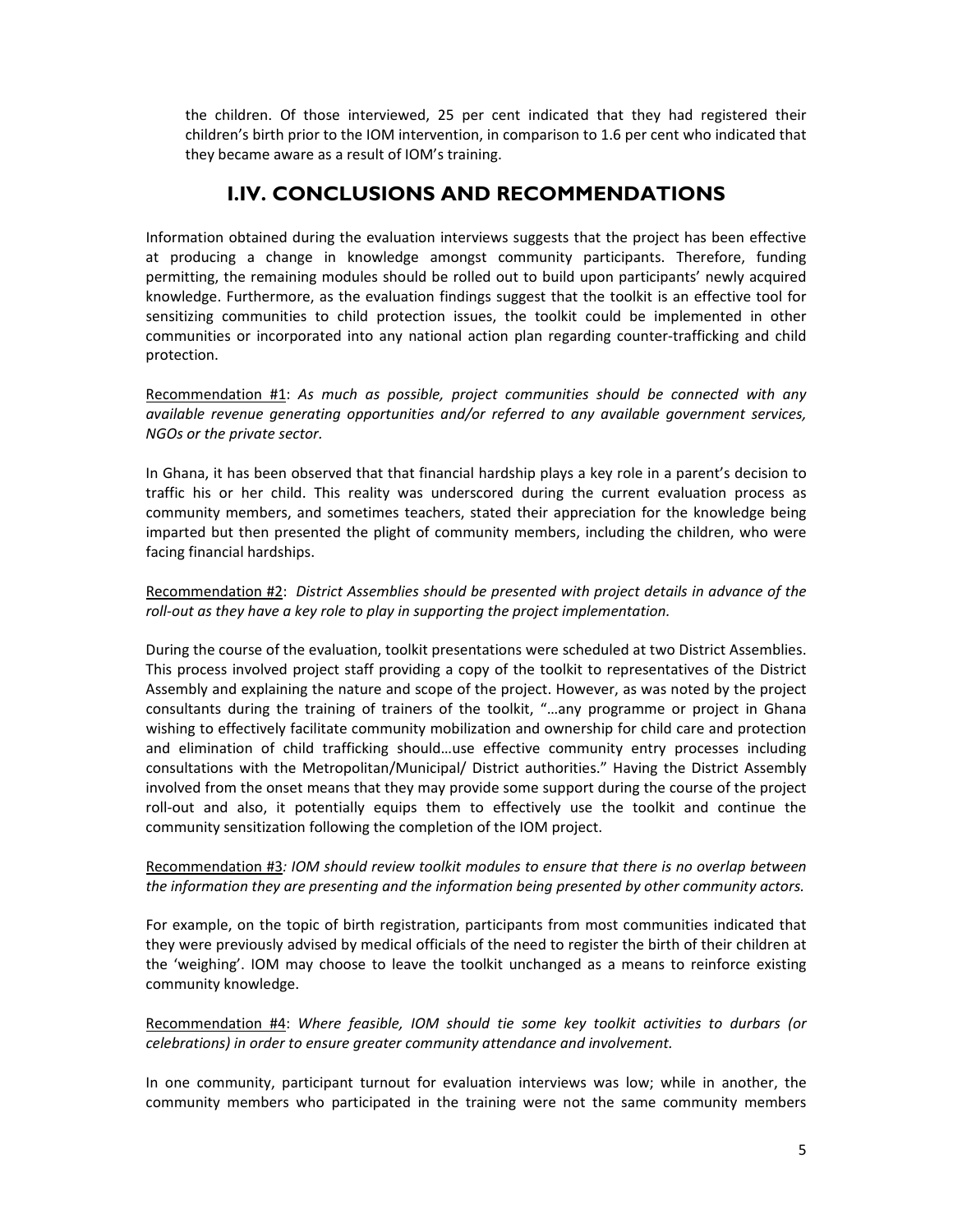the children. Of those interviewed, 25 per cent indicated that they had registered their children's birth prior to the IOM intervention, in comparison to 1.6 per cent who indicated that they became aware as a result of IOM's training.

## I.IV. CONCLUSIONS AND RECOMMENDATIONS

Information obtained during the evaluation interviews suggests that the project has been effective at producing a change in knowledge amongst community participants. Therefore, funding permitting, the remaining modules should be rolled out to build upon participants' newly acquired knowledge. Furthermore, as the evaluation findings suggest that the toolkit is an effective tool for sensitizing communities to child protection issues, the toolkit could be implemented in other communities or incorporated into any national action plan regarding counter-trafficking and child protection.

<u>Recommendation #1</u>: *As much as possible, project communities should be connected with any available revenue generating opportunities and/or referred to any available government services, NGOs or the private sector.*

In Ghana, it has been observed that that financial hardship plays a key role in a parent's decision to traffic his or her child. This reality was underscored during the current evaluation process as community members, and sometimes teachers, stated their appreciation for the knowledge being imparted but then presented the plight of community members, including the children, who were facing financial hardships.

<u>Recommendation #2</u>: *District Assemblies should be presented with project details in advance of the roll-out as they have a key role to play in supporting the project implementation.*

During the course of the evaluation, toolkit presentations were scheduled at two District Assemblies. This process involved project staff providing a copy of the toolkit to representatives of the District Assembly and explaining the nature and scope of the project. However, as was noted by the project consultants during the training of trainers of the toolkit, "…any programme or project in Ghana wishing to effectively facilitate community mobilization and ownership for child care and protection and elimination of child trafficking should…use effective community entry processes including consultations with the Metropolitan/Municipal/ District authorities." Having the District Assembly involved from the onset means that they may provide some support during the course of the project roll-out and also, it potentially equips them to effectively use the toolkit and continue the community sensitization following the completion of the IOM project.

<u>Recommendation #3</u>*: IOM should review toolkit modules to ensure that there is no overlap between the information they are presenting and the information being presented by other community actors.*

For example, on the topic of birth registration, participants from most communities indicated that they were previously advised by medical officials of the need to register the birth of their children at the 'weighing'. IOM may choose to leave the toolkit unchanged as a means to reinforce existing community knowledge.

<u>Recommendation #4</u>: *Where feasible, IOM should tie some key toolkit activities to durbars (or celebrations) in order to ensure greater community attendance and involvement.*

In one community, participant turnout for evaluation interviews was low; while in another, the community members who participated in the training were not the same community members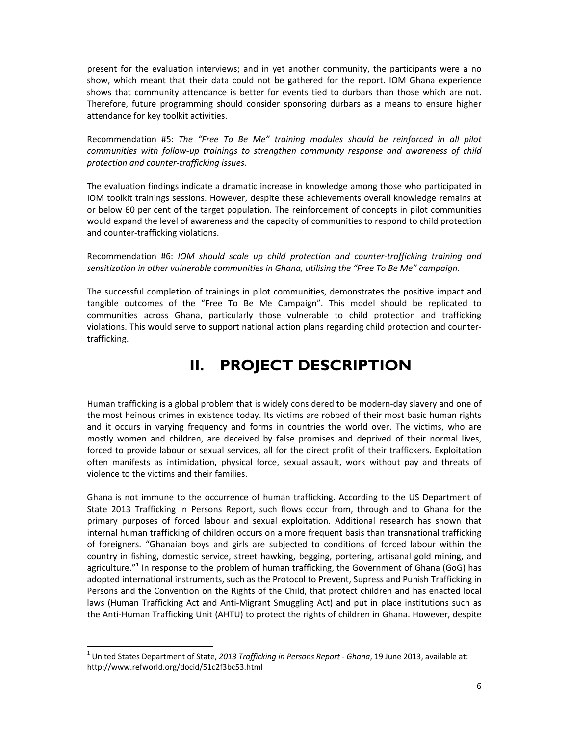present for the evaluation interviews; and in yet another community, the participants were a no show, which meant that their data could not be gathered for the report. IOM Ghana experience shows that community attendance is better for events tied to durbars than those which are not. Therefore, future programming should consider sponsoring durbars as a means to ensure higher attendance for key toolkit activities.

Recommendation #5: *The "Free To Be Me" training modules should be reinforced in all pilot communities with follow-up trainings to strengthen community response and awareness of child protection and counter-trafficking issues.*

The evaluation findings indicate a dramatic increase in knowledge among those who participated in IOM toolkit trainings sessions. However, despite these achievements overall knowledge remains at or below 60 per cent of the target population. The reinforcement of concepts in pilot communities would expand the level of awareness and the capacity of communities to respond to child protection and counter-trafficking violations.

Recommendation #6: *IOM should scale up child protection and counter-trafficking training and sensitization in other vulnerable communities in Ghana, utilising the "Free To Be Me" campaign.*

The successful completion of trainings in pilot communities, demonstrates the positive impact and tangible outcomes of the "Free To Be Me Campaign". This model should be replicated to communities across Ghana, particularly those vulnerable to child protection and trafficking violations. This would serve to support national action plans regarding child protection and counter-trafficking.

# II. PROJECT DESCRIPTION

Human trafficking is a global problem that is widely considered to be modern-day slavery and one of the most heinous crimes in existence today. Its victims are robbed of their most basic human rights and it occurs in varying frequency and forms in countries the world over. The victims, who are mostly women and children, are deceived by false promises and deprived of their normal lives, forced to provide labour or sexual services, all for the direct profit of their traffickers. Exploitation often manifests as intimidation, physical force, sexual assault, work without pay and threats of violence to the victims and their families.

Ghana is not immune to the occurrence of human trafficking. According to the US Department of State 2013 Trafficking in Persons Report, such flows occur from, through and to Ghana for the primary purposes of forced labour and sexual exploitation. Additional research has shown that internal human trafficking of children occurs on a more frequent basis than transnational trafficking of foreigners. "Ghanaian boys and girls are subjected to conditions of forced labour within the country in fishing, domestic service, street hawking, begging, portering, artisanal gold mining, and agriculture."[1] In response to the problem of human trafficking, the Government of Ghana (GoG) has adopted international instruments, such as the Protocol to Prevent, Supress and Punish Trafficking in Persons and the Convention on the Rights of the Child, that protect children and has enacted local laws (Human Trafficking Act and Anti-Migrant Smuggling Act) and put in place institutions such as the Anti-Human Trafficking Unit (AHTU) to protect the rights of children in Ghana. However, despite

[1] United States Department of State, *2013 Trafficking in Persons Report - Ghana*, 19 June 2013, available at: http://www.refworld.org/docid/51c2f3bc53.html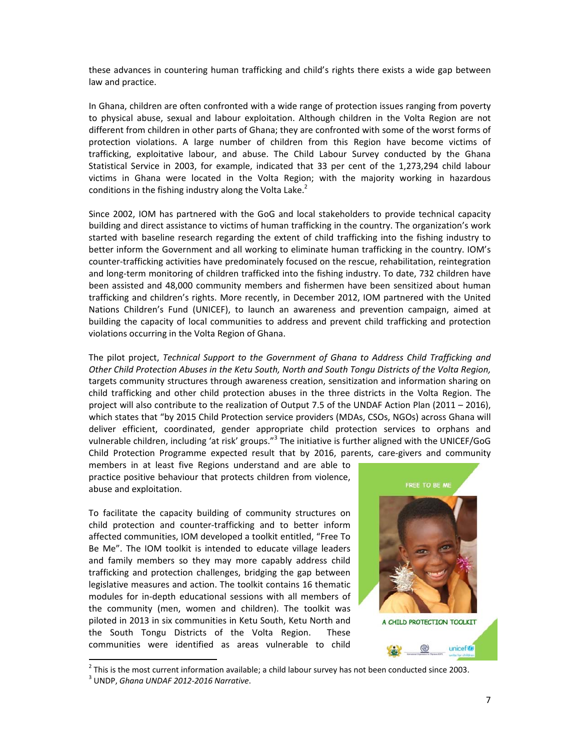these advances in countering human trafficking and child's rights there exists a wide gap between law and practice.

In Ghana, children are often confronted with a wide range of protection issues ranging from poverty to physical abuse, sexual and labour exploitation. Although children in the Volta Region are not different from children in other parts of Ghana; they are confronted with some of the worst forms of protection violations. A large number of children from this Region have become victims of trafficking, exploitative labour, and abuse. The Child Labour Survey conducted by the Ghana Statistical Service in 2003, for example, indicated that 33 per cent of the 1,273,294 child labour victims in Ghana were located in the Volta Region; with the majority working in hazardous conditions in the fishing industry along the Volta Lake.[2]

Since 2002, IOM has partnered with the GoG and local stakeholders to provide technical capacity building and direct assistance to victims of human trafficking in the country. The organization's work started with baseline research regarding the extent of child trafficking into the fishing industry to better inform the Government and all working to eliminate human trafficking in the country. IOM's counter-trafficking activities have predominately focused on the rescue, rehabilitation, reintegration and long-term monitoring of children trafficked into the fishing industry. To date, 732 children have been assisted and 48,000 community members and fishermen have been sensitized about human trafficking and children's rights. More recently, in December 2012, IOM partnered with the United Nations Children's Fund (UNICEF), to launch an awareness and prevention campaign, aimed at building the capacity of local communities to address and prevent child trafficking and protection violations occurring in the Volta Region of Ghana.

The pilot project, *Technical Support to the Government of Ghana to Address Child Trafficking and Other Child Protection Abuses in the Ketu South, North and South Tongu Districts of the Volta Region,* targets community structures through awareness creation, sensitization and information sharing on child trafficking and other child protection abuses in the three districts in the Volta Region. The project will also contribute to the realization of Output 7.5 of the UNDAF Action Plan (2011 – 2016), which states that "by 2015 Child Protection service providers (MDAs, CSOs, NGOs) across Ghana will deliver efficient, coordinated, gender appropriate child protection services to orphans and vulnerable children, including 'at risk' groups."[3] The initiative is further aligned with the UNICEF/GoG Child Protection Programme expected result that by 2016, parents, care-givers and community members in at least five Regions understand and are able to practice positive behaviour that protects children from violence, abuse and exploitation.

To facilitate the capacity building of community structures on child protection and counter-trafficking and to better inform affected communities, IOM developed a toolkit entitled, "Free To Be Me". The IOM toolkit is intended to educate village leaders and family members so they may more capably address child trafficking and protection challenges, bridging the gap between legislative measures and action. The toolkit contains 16 thematic modules for in-depth educational sessions with all members of the community (men, women and children). The toolkit was piloted in 2013 in six communities in Ketu South, Ketu North and the South Tongu Districts of the Volta Region. These communities were identified as areas vulnerable to child

FREE TO BE ME

A CHILD PROTECTION TOOLKIT

---

[2] This is the most current information available; a child labour survey has not been conducted since 2003.

[3] UNDP, *Ghana UNDAF 2012-2016 Narrative*.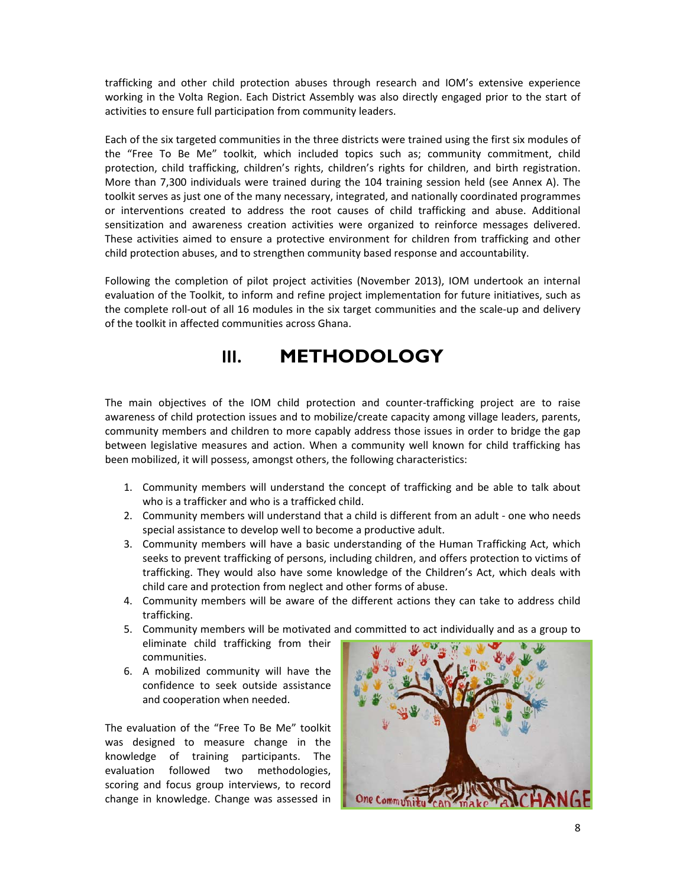trafficking and other child protection abuses through research and IOM's extensive experience working in the Volta Region. Each District Assembly was also directly engaged prior to the start of activities to ensure full participation from community leaders.

Each of the six targeted communities in the three districts were trained using the first six modules of the "Free To Be Me" toolkit, which included topics such as; community commitment, child protection, child trafficking, children's rights, children's rights for children, and birth registration. More than 7,300 individuals were trained during the 104 training session held (see Annex A). The toolkit serves as just one of the many necessary, integrated, and nationally coordinated programmes or interventions created to address the root causes of child trafficking and abuse. Additional sensitization and awareness creation activities were organized to reinforce messages delivered. These activities aimed to ensure a protective environment for children from trafficking and other child protection abuses, and to strengthen community based response and accountability.

Following the completion of pilot project activities (November 2013), IOM undertook an internal evaluation of the Toolkit, to inform and refine project implementation for future initiatives, such as the complete roll-out of all 16 modules in the six target communities and the scale-up and delivery of the toolkit in affected communities across Ghana.

# III. METHODOLOGY

The main objectives of the IOM child protection and counter-trafficking project are to raise awareness of child protection issues and to mobilize/create capacity among village leaders, parents, community members and children to more capably address those issues in order to bridge the gap between legislative measures and action. When a community well known for child trafficking has been mobilized, it will possess, amongst others, the following characteristics:

1. Community members will understand the concept of trafficking and be able to talk about who is a trafficker and who is a trafficked child.
2. Community members will understand that a child is different from an adult - one who needs special assistance to develop well to become a productive adult.
3. Community members will have a basic understanding of the Human Trafficking Act, which seeks to prevent trafficking of persons, including children, and offers protection to victims of trafficking. They would also have some knowledge of the Children's Act, which deals with child care and protection from neglect and other forms of abuse.
4. Community members will be aware of the different actions they can take to address child trafficking.
5. Community members will be motivated and committed to act individually and as a group to eliminate child trafficking from their communities.
6. A mobilized community will have the confidence to seek outside assistance and cooperation when needed.

The evaluation of the "Free To Be Me" toolkit was designed to measure change in the knowledge of training participants. The evaluation followed two methodologies, scoring and focus group interviews, to record change in knowledge. Change was assessed in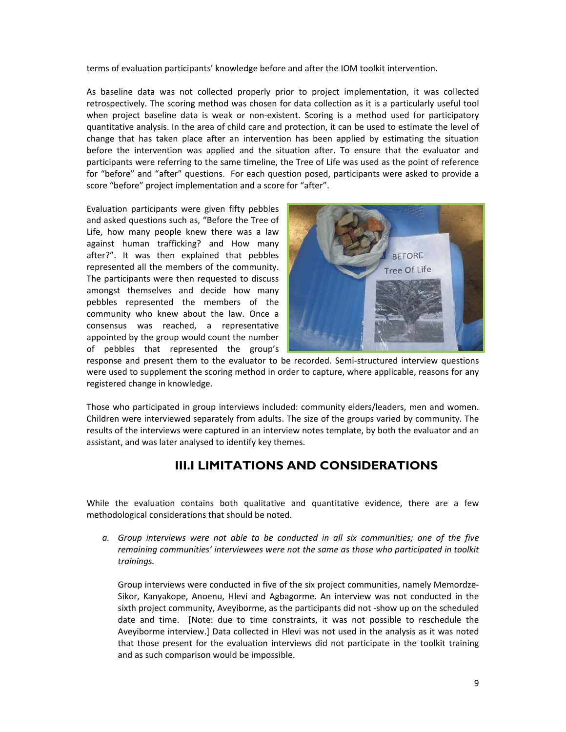terms of evaluation participants' knowledge before and after the IOM toolkit intervention.

As baseline data was not collected properly prior to project implementation, it was collected retrospectively. The scoring method was chosen for data collection as it is a particularly useful tool when project baseline data is weak or non-existent. Scoring is a method used for participatory quantitative analysis. In the area of child care and protection, it can be used to estimate the level of change that has taken place after an intervention has been applied by estimating the situation before the intervention was applied and the situation after. To ensure that the evaluator and participants were referring to the same timeline, the Tree of Life was used as the point of reference for "before" and "after" questions. For each question posed, participants were asked to provide a score "before" project implementation and a score for "after".

Evaluation participants were given fifty pebbles and asked questions such as, "Before the Tree of Life, how many people knew there was a law against human trafficking? and How many after?". It was then explained that pebbles represented all the members of the community. The participants were then requested to discuss amongst themselves and decide how many pebbles represented the members of the community who knew about the law. Once a consensus was reached, a representative appointed by the group would count the number of pebbles that represented the group's response and present them to the evaluator to be recorded. Semi-structured interview questions were used to supplement the scoring method in order to capture, where applicable, reasons for any registered change in knowledge.

Those who participated in group interviews included: community elders/leaders, men and women. Children were interviewed separately from adults. The size of the groups varied by community. The results of the interviews were captured in an interview notes template, by both the evaluator and an assistant, and was later analysed to identify key themes.

## III.I LIMITATIONS AND CONSIDERATIONS

While the evaluation contains both qualitative and quantitative evidence, there are a few methodological considerations that should be noted.

a. *Group interviews were not able to be conducted in all six communities; one of the five remaining communities' interviewees were not the same as those who participated in toolkit trainings.*

   Group interviews were conducted in five of the six project communities, namely Memordze-Sikor, Kanyakope, Anoenu, Hlevi and Agbagorme. An interview was not conducted in the sixth project community, Aveyiborme, as the participants did not -show up on the scheduled date and time. [Note: due to time constraints, it was not possible to reschedule the Aveyiborme interview.] Data collected in Hlevi was not used in the analysis as it was noted that those present for the evaluation interviews did not participate in the toolkit training and as such comparison would be impossible.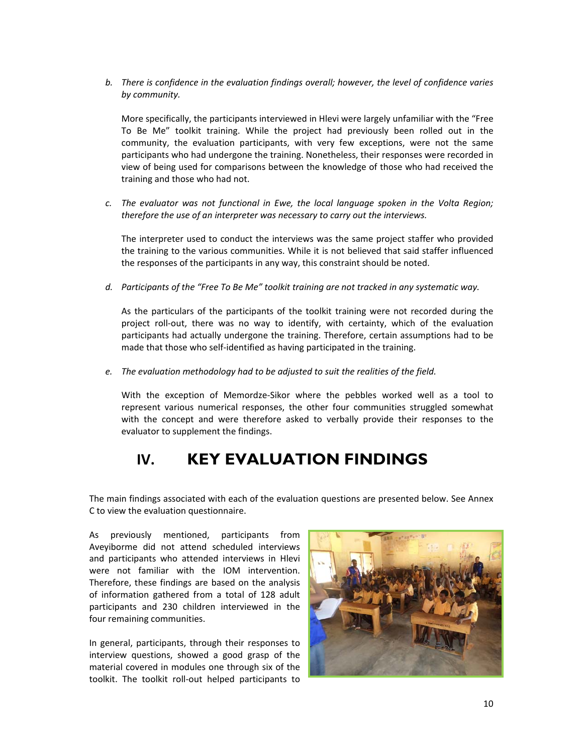b. *There is confidence in the evaluation findings overall; however, the level of confidence varies by community.*

   More specifically, the participants interviewed in Hlevi were largely unfamiliar with the "Free To Be Me" toolkit training. While the project had previously been rolled out in the community, the evaluation participants, with very few exceptions, were not the same participants who had undergone the training. Nonetheless, their responses were recorded in view of being used for comparisons between the knowledge of those who had received the training and those who had not.

c. *The evaluator was not functional in Ewe, the local language spoken in the Volta Region; therefore the use of an interpreter was necessary to carry out the interviews.*

   The interpreter used to conduct the interviews was the same project staffer who provided the training to the various communities. While it is not believed that said staffer influenced the responses of the participants in any way, this constraint should be noted.

d. *Participants of the "Free To Be Me" toolkit training are not tracked in any systematic way.*

   As the particulars of the participants of the toolkit training were not recorded during the project roll-out, there was no way to identify, with certainty, which of the evaluation participants had actually undergone the training. Therefore, certain assumptions had to be made that those who self-identified as having participated in the training.

e. *The evaluation methodology had to be adjusted to suit the realities of the field.*

   With the exception of Memordze-Sikor where the pebbles worked well as a tool to represent various numerical responses, the other four communities struggled somewhat with the concept and were therefore asked to verbally provide their responses to the evaluator to supplement the findings.

# IV. KEY EVALUATION FINDINGS

The main findings associated with each of the evaluation questions are presented below. See Annex C to view the evaluation questionnaire.

As previously mentioned, participants from Aveyiborme did not attend scheduled interviews and participants who attended interviews in Hlevi were not familiar with the IOM intervention. Therefore, these findings are based on the analysis of information gathered from a total of 128 adult participants and 230 children interviewed in the four remaining communities.

In general, participants, through their responses to interview questions, showed a good grasp of the material covered in modules one through six of the toolkit. The toolkit roll-out helped participants to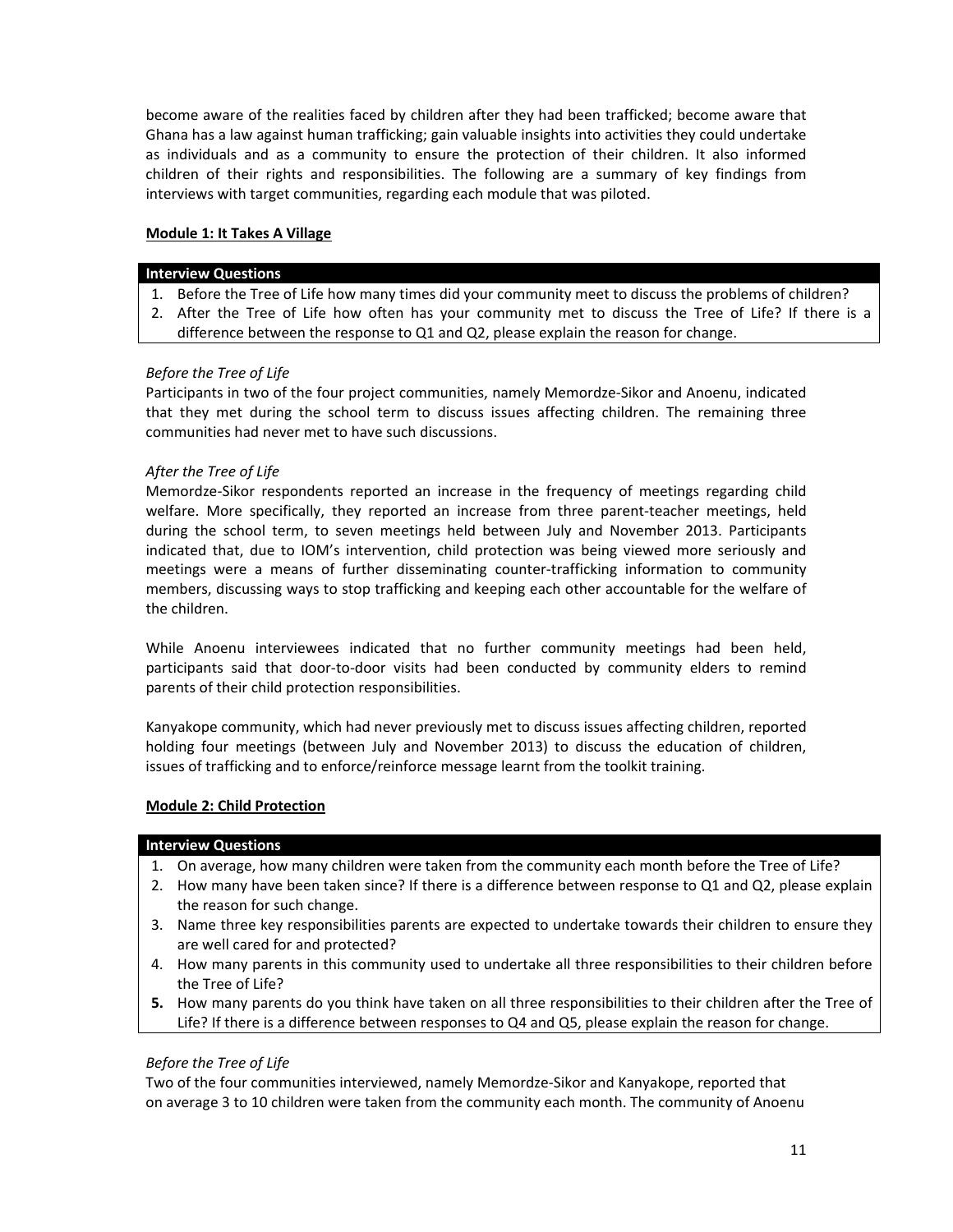become aware of the realities faced by children after they had been trafficked; become aware that Ghana has a law against human trafficking; gain valuable insights into activities they could undertake as individuals and as a community to ensure the protection of their children. It also informed children of their rights and responsibilities. The following are a summary of key findings from interviews with target communities, regarding each module that was piloted.

**Module 1: It Takes A Village**

| **Interview Questions** |
| --- |
| 1. Before the Tree of Life how many times did your community meet to discuss the problems of children?<br>2. After the Tree of Life how often has your community met to discuss the Tree of Life? If there is a difference between the response to Q1 and Q2, please explain the reason for change. |

*Before the Tree of Life*

Participants in two of the four project communities, namely Memordze-Sikor and Anoenu, indicated that they met during the school term to discuss issues affecting children. The remaining three communities had never met to have such discussions.

*After the Tree of Life*

Memordze-Sikor respondents reported an increase in the frequency of meetings regarding child welfare. More specifically, they reported an increase from three parent-teacher meetings, held during the school term, to seven meetings held between July and November 2013. Participants indicated that, due to IOM's intervention, child protection was being viewed more seriously and meetings were a means of further disseminating counter-trafficking information to community members, discussing ways to stop trafficking and keeping each other accountable for the welfare of the children.

While Anoenu interviewees indicated that no further community meetings had been held, participants said that door-to-door visits had been conducted by community elders to remind parents of their child protection responsibilities.

Kanyakope community, which had never previously met to discuss issues affecting children, reported holding four meetings (between July and November 2013) to discuss the education of children, issues of trafficking and to enforce/reinforce message learnt from the toolkit training.

**Module 2: Child Protection**

| **Interview Questions** |
| --- |
| 1. On average, how many children were taken from the community each month before the Tree of Life?<br>2. How many have been taken since? If there is a difference between response to Q1 and Q2, please explain the reason for such change.<br>3. Name three key responsibilities parents are expected to undertake towards their children to ensure they are well cared for and protected?<br>4. How many parents in this community used to undertake all three responsibilities to their children before the Tree of Life?<br>**5.** How many parents do you think have taken on all three responsibilities to their children after the Tree of Life? If there is a difference between responses to Q4 and Q5, please explain the reason for change. |

*Before the Tree of Life*

Two of the four communities interviewed, namely Memordze-Sikor and Kanyakope, reported that on average 3 to 10 children were taken from the community each month. The community of Anoenu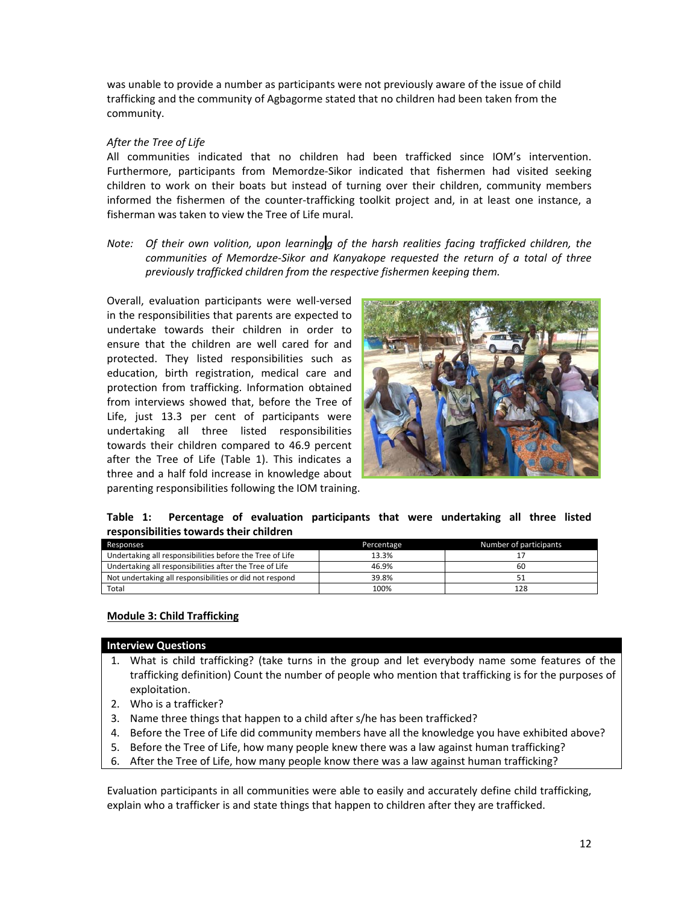was unable to provide a number as participants were not previously aware of the issue of child trafficking and the community of Agbagorme stated that no children had been taken from the community.

*After the Tree of Life*

All communities indicated that no children had been trafficked since IOM's intervention. Furthermore, participants from Memordze-Sikor indicated that fishermen had visited seeking children to work on their boats but instead of turning over their children, community members informed the fishermen of the counter-trafficking toolkit project and, in at least one instance, a fisherman was taken to view the Tree of Life mural.

*Note: Of their own volition, upon learningg of the harsh realities facing trafficked children, the communities of Memordze-Sikor and Kanyakope requested the return of a total of three previously trafficked children from the respective fishermen keeping them.*

Overall, evaluation participants were well-versed in the responsibilities that parents are expected to undertake towards their children in order to ensure that the children are well cared for and protected. They listed responsibilities such as education, birth registration, medical care and protection from trafficking. Information obtained from interviews showed that, before the Tree of Life, just 13.3 per cent of participants were undertaking all three listed responsibilities towards their children compared to 46.9 percent after the Tree of Life (Table 1). This indicates a three and a half fold increase in knowledge about parenting responsibilities following the IOM training.

**Table 1: Percentage of evaluation participants that were undertaking all three listed responsibilities towards their children**

| Responses | Percentage | Number of participants |
|---|---|---|
| Undertaking all responsibilities before the Tree of Life | 13.3% | 17 |
| Undertaking all responsibilities after the Tree of Life | 46.9% | 60 |
| Not undertaking all responsibilities or did not respond | 39.8% | 51 |
| Total | 100% | 128 |

**Module 3: Child Trafficking**

**Interview Questions**

1. What is child trafficking? (take turns in the group and let everybody name some features of the trafficking definition) Count the number of people who mention that trafficking is for the purposes of exploitation.
2. Who is a trafficker?
3. Name three things that happen to a child after s/he has been trafficked?
4. Before the Tree of Life did community members have all the knowledge you have exhibited above?
5. Before the Tree of Life, how many people knew there was a law against human trafficking?
6. After the Tree of Life, how many people know there was a law against human trafficking?

Evaluation participants in all communities were able to easily and accurately define child trafficking, explain who a trafficker is and state things that happen to children after they are trafficked.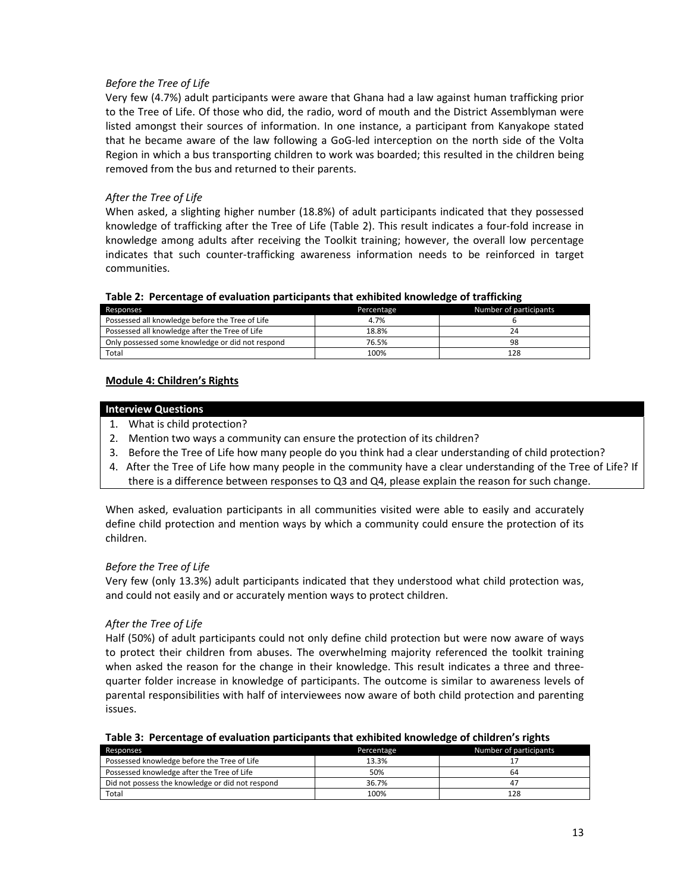*Before the Tree of Life*

Very few (4.7%) adult participants were aware that Ghana had a law against human trafficking prior to the Tree of Life. Of those who did, the radio, word of mouth and the District Assemblyman were listed amongst their sources of information. In one instance, a participant from Kanyakope stated that he became aware of the law following a GoG-led interception on the north side of the Volta Region in which a bus transporting children to work was boarded; this resulted in the children being removed from the bus and returned to their parents.

*After the Tree of Life*

When asked, a slighting higher number (18.8%) of adult participants indicated that they possessed knowledge of trafficking after the Tree of Life (Table 2). This result indicates a four-fold increase in knowledge among adults after receiving the Toolkit training; however, the overall low percentage indicates that such counter-trafficking awareness information needs to be reinforced in target communities.

**Table 2: Percentage of evaluation participants that exhibited knowledge of trafficking**

| Responses | Percentage | Number of participants |
|---|---|---|
| Possessed all knowledge before the Tree of Life | 4.7% | 6 |
| Possessed all knowledge after the Tree of Life | 18.8% | 24 |
| Only possessed some knowledge or did not respond | 76.5% | 98 |
| Total | 100% | 128 |

**Module 4: Children's Rights**

| **Interview Questions** |
|---|
| 1. What is child protection?<br>2. Mention two ways a community can ensure the protection of its children?<br>3. Before the Tree of Life how many people do you think had a clear understanding of child protection?<br>4. After the Tree of Life how many people in the community have a clear understanding of the Tree of Life? If there is a difference between responses to Q3 and Q4, please explain the reason for such change. |

When asked, evaluation participants in all communities visited were able to easily and accurately define child protection and mention ways by which a community could ensure the protection of its children.

*Before the Tree of Life*

Very few (only 13.3%) adult participants indicated that they understood what child protection was, and could not easily and or accurately mention ways to protect children.

*After the Tree of Life*

Half (50%) of adult participants could not only define child protection but were now aware of ways to protect their children from abuses. The overwhelming majority referenced the toolkit training when asked the reason for the change in their knowledge. This result indicates a three and three-quarter folder increase in knowledge of participants. The outcome is similar to awareness levels of parental responsibilities with half of interviewees now aware of both child protection and parenting issues.

**Table 3: Percentage of evaluation participants that exhibited knowledge of children's rights**

| Responses | Percentage | Number of participants |
|---|---|---|
| Possessed knowledge before the Tree of Life | 13.3% | 17 |
| Possessed knowledge after the Tree of Life | 50% | 64 |
| Did not possess the knowledge or did not respond | 36.7% | 47 |
| Total | 100% | 128 |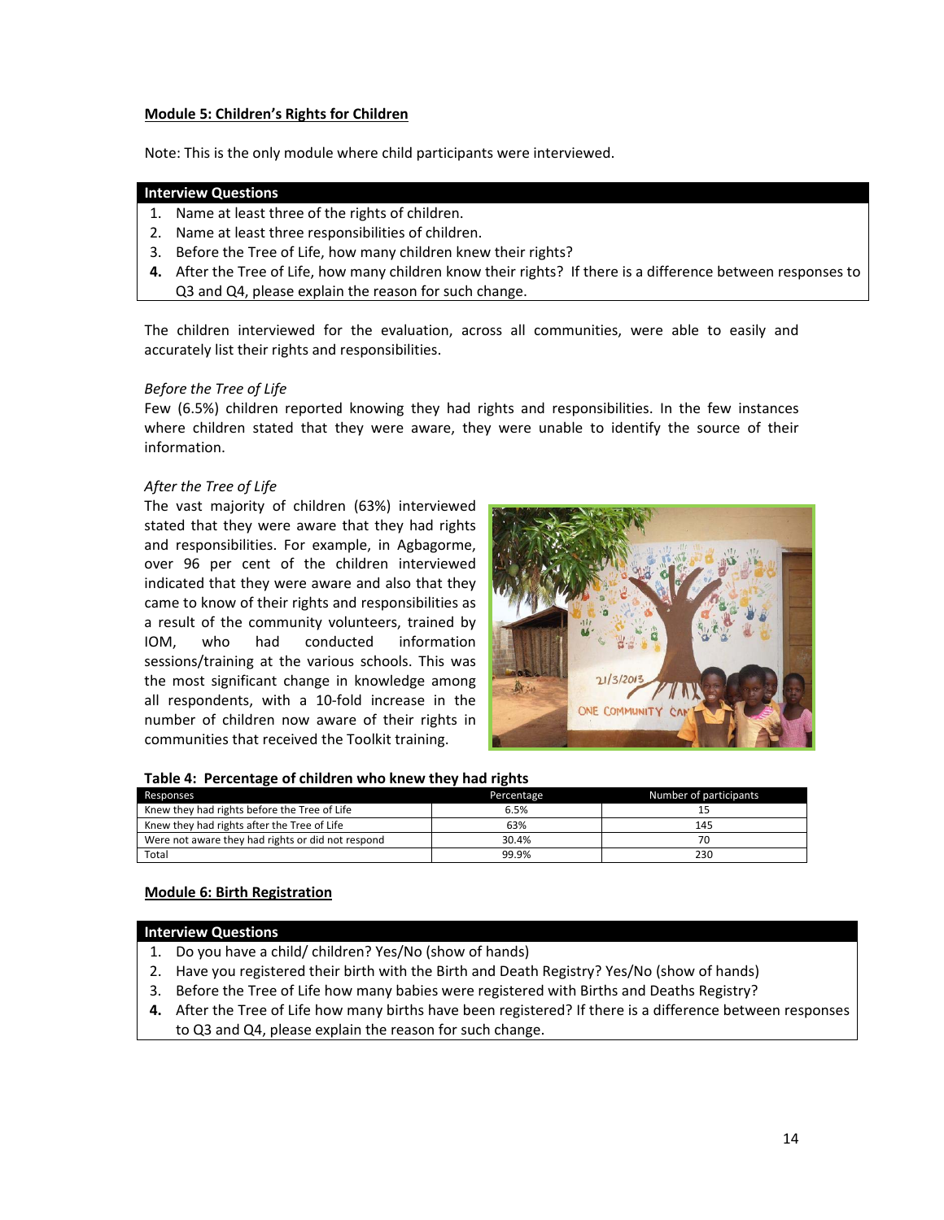**Module 5: Children's Rights for Children**

Note: This is the only module where child participants were interviewed.

| Interview Questions |
|---|
| 1. Name at least three of the rights of children. |
| 2. Name at least three responsibilities of children. |
| 3. Before the Tree of Life, how many children knew their rights? |
| 4. After the Tree of Life, how many children know their rights? If there is a difference between responses to Q3 and Q4, please explain the reason for such change. |

The children interviewed for the evaluation, across all communities, were able to easily and accurately list their rights and responsibilities.

*Before the Tree of Life*

Few (6.5%) children reported knowing they had rights and responsibilities. In the few instances where children stated that they were aware, they were unable to identify the source of their information.

*After the Tree of Life*

The vast majority of children (63%) interviewed stated that they were aware that they had rights and responsibilities. For example, in Agbagorme, over 96 per cent of the children interviewed indicated that they were aware and also that they came to know of their rights and responsibilities as a result of the community volunteers, trained by IOM, who had conducted information sessions/training at the various schools. This was the most significant change in knowledge among all respondents, with a 10-fold increase in the number of children now aware of their rights in communities that received the Toolkit training.

**Table 4: Percentage of children who knew they had rights**

| Responses | Percentage | Number of participants |
|---|---|---|
| Knew they had rights before the Tree of Life | 6.5% | 15 |
| Knew they had rights after the Tree of Life | 63% | 145 |
| Were not aware they had rights or did not respond | 30.4% | 70 |
| Total | 99.9% | 230 |

**Module 6: Birth Registration**

| Interview Questions |
|---|
| 1. Do you have a child/ children? Yes/No (show of hands) |
| 2. Have you registered their birth with the Birth and Death Registry? Yes/No (show of hands) |
| 3. Before the Tree of Life how many babies were registered with Births and Deaths Registry? |
| 4. After the Tree of Life how many births have been registered? If there is a difference between responses to Q3 and Q4, please explain the reason for such change. |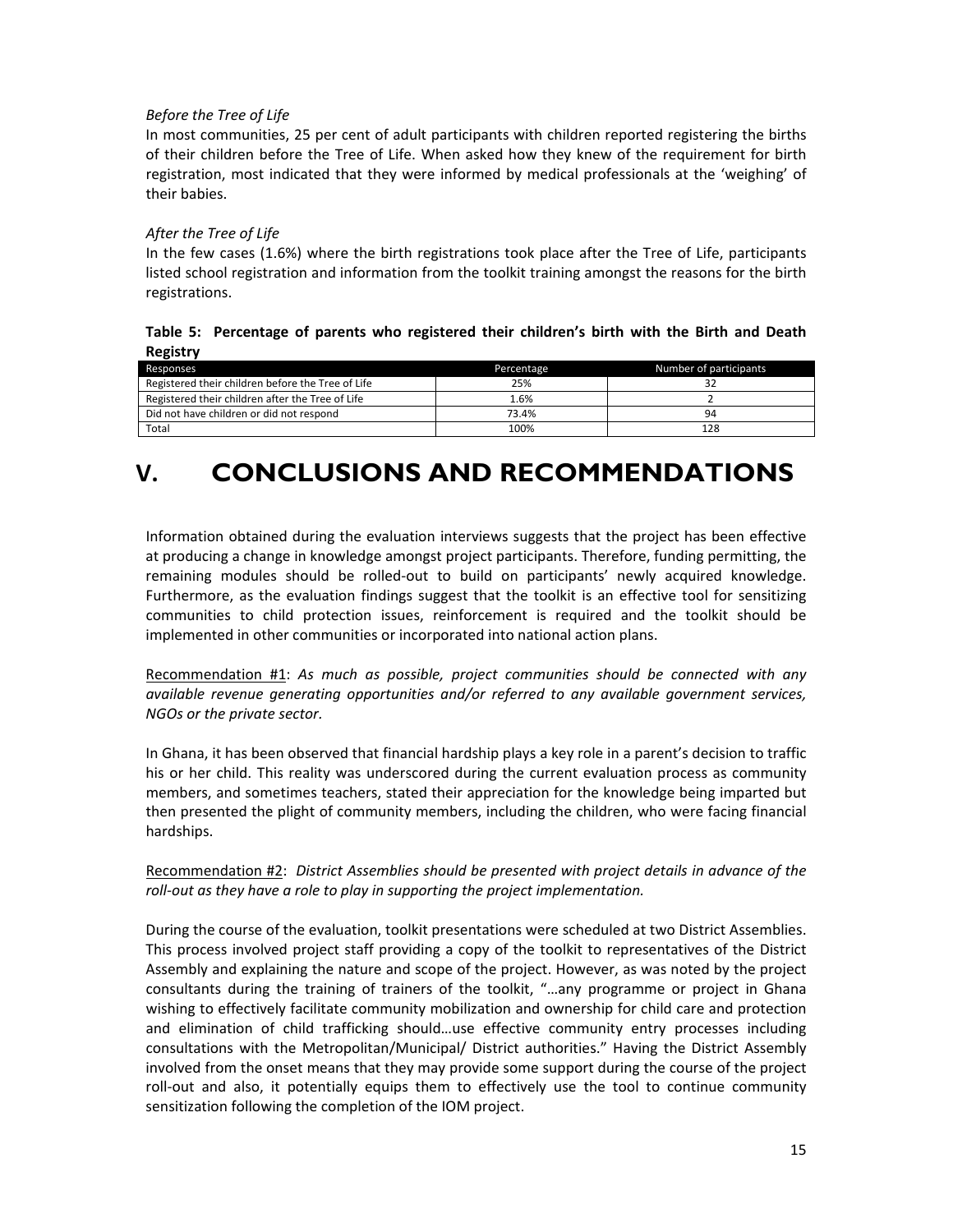*Before the Tree of Life*

In most communities, 25 per cent of adult participants with children reported registering the births of their children before the Tree of Life. When asked how they knew of the requirement for birth registration, most indicated that they were informed by medical professionals at the 'weighing' of their babies.

*After the Tree of Life*

In the few cases (1.6%) where the birth registrations took place after the Tree of Life, participants listed school registration and information from the toolkit training amongst the reasons for the birth registrations.

**Table 5: Percentage of parents who registered their children's birth with the Birth and Death Registry**

| Responses | Percentage | Number of participants |
|---|---|---|
| Registered their children before the Tree of Life | 25% | 32 |
| Registered their children after the Tree of Life | 1.6% | 2 |
| Did not have children or did not respond | 73.4% | 94 |
| Total | 100% | 128 |

# V. CONCLUSIONS AND RECOMMENDATIONS

Information obtained during the evaluation interviews suggests that the project has been effective at producing a change in knowledge amongst project participants. Therefore, funding permitting, the remaining modules should be rolled-out to build on participants' newly acquired knowledge. Furthermore, as the evaluation findings suggest that the toolkit is an effective tool for sensitizing communities to child protection issues, reinforcement is required and the toolkit should be implemented in other communities or incorporated into national action plans.

Recommendation #1: *As much as possible, project communities should be connected with any available revenue generating opportunities and/or referred to any available government services, NGOs or the private sector.*

In Ghana, it has been observed that financial hardship plays a key role in a parent's decision to traffic his or her child. This reality was underscored during the current evaluation process as community members, and sometimes teachers, stated their appreciation for the knowledge being imparted but then presented the plight of community members, including the children, who were facing financial hardships.

Recommendation #2: *District Assemblies should be presented with project details in advance of the roll-out as they have a role to play in supporting the project implementation.*

During the course of the evaluation, toolkit presentations were scheduled at two District Assemblies. This process involved project staff providing a copy of the toolkit to representatives of the District Assembly and explaining the nature and scope of the project. However, as was noted by the project consultants during the training of trainers of the toolkit, "…any programme or project in Ghana wishing to effectively facilitate community mobilization and ownership for child care and protection and elimination of child trafficking should…use effective community entry processes including consultations with the Metropolitan/Municipal/ District authorities." Having the District Assembly involved from the onset means that they may provide some support during the course of the project roll-out and also, it potentially equips them to effectively use the tool to continue community sensitization following the completion of the IOM project.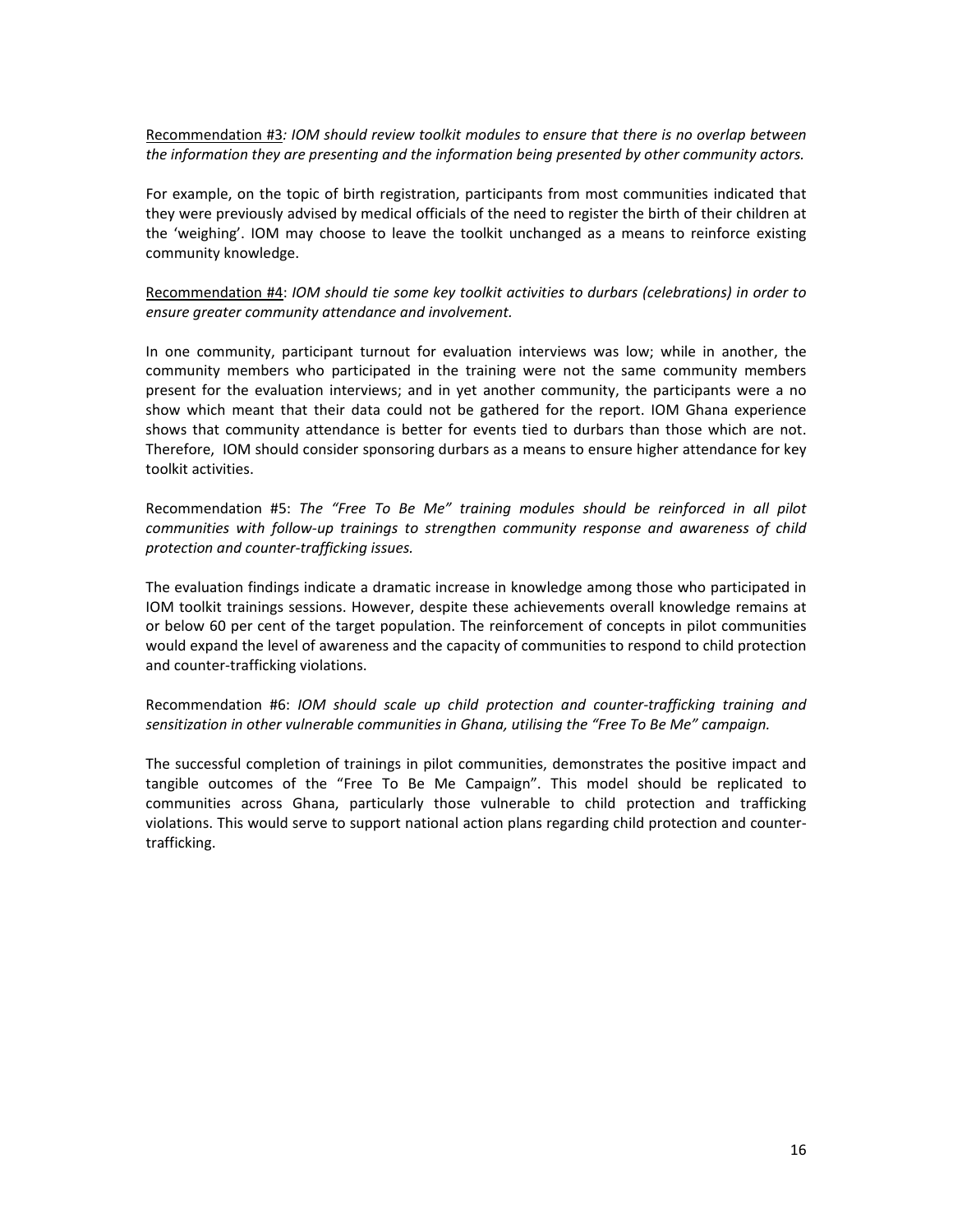Recommendation #3*: IOM should review toolkit modules to ensure that there is no overlap between the information they are presenting and the information being presented by other community actors.*

For example, on the topic of birth registration, participants from most communities indicated that they were previously advised by medical officials of the need to register the birth of their children at the 'weighing'. IOM may choose to leave the toolkit unchanged as a means to reinforce existing community knowledge.

Recommendation #4: *IOM should tie some key toolkit activities to durbars (celebrations) in order to ensure greater community attendance and involvement.*

In one community, participant turnout for evaluation interviews was low; while in another, the community members who participated in the training were not the same community members present for the evaluation interviews; and in yet another community, the participants were a no show which meant that their data could not be gathered for the report. IOM Ghana experience shows that community attendance is better for events tied to durbars than those which are not. Therefore, IOM should consider sponsoring durbars as a means to ensure higher attendance for key toolkit activities.

Recommendation #5: *The "Free To Be Me" training modules should be reinforced in all pilot communities with follow-up trainings to strengthen community response and awareness of child protection and counter-trafficking issues.*

The evaluation findings indicate a dramatic increase in knowledge among those who participated in IOM toolkit trainings sessions. However, despite these achievements overall knowledge remains at or below 60 per cent of the target population. The reinforcement of concepts in pilot communities would expand the level of awareness and the capacity of communities to respond to child protection and counter-trafficking violations.

Recommendation #6: *IOM should scale up child protection and counter-trafficking training and sensitization in other vulnerable communities in Ghana, utilising the "Free To Be Me" campaign.*

The successful completion of trainings in pilot communities, demonstrates the positive impact and tangible outcomes of the "Free To Be Me Campaign". This model should be replicated to communities across Ghana, particularly those vulnerable to child protection and trafficking violations. This would serve to support national action plans regarding child protection and counter-trafficking.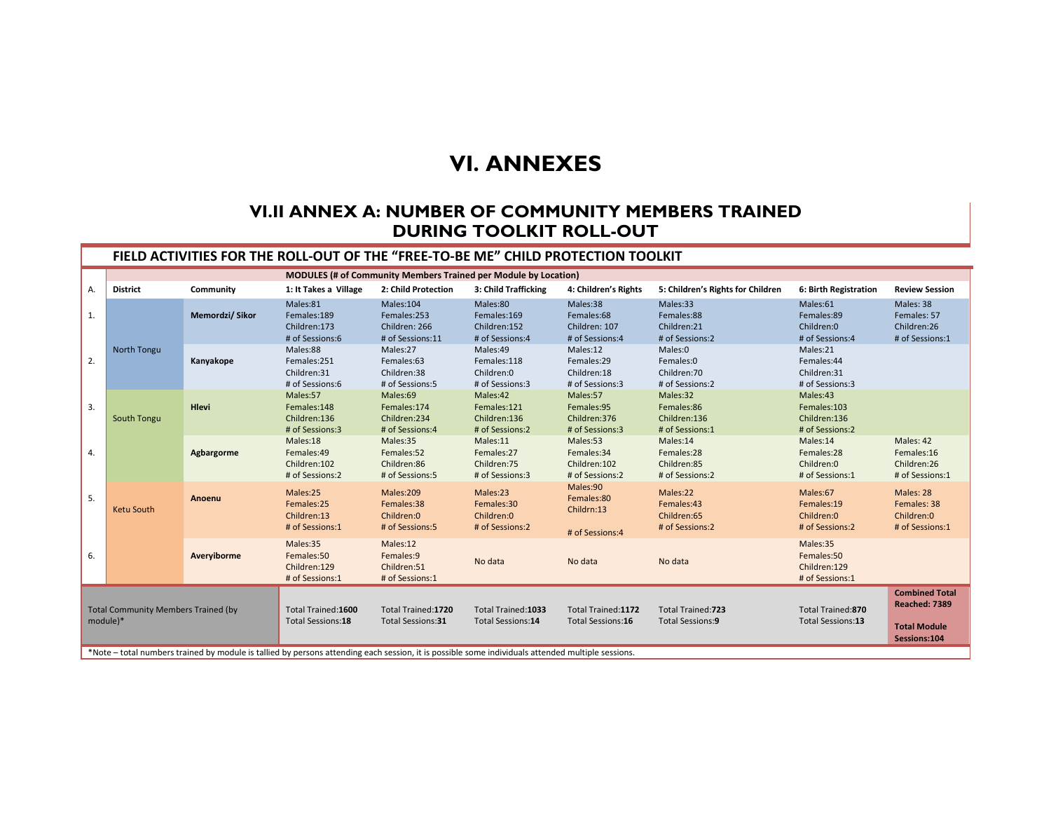# VI. ANNEXES

## VI.II ANNEX A: NUMBER OF COMMUNITY MEMBERS TRAINED DURING TOOLKIT ROLL-OUT

### FIELD ACTIVITIES FOR THE ROLL-OUT OF THE "FREE-TO-BE ME" CHILD PROTECTION TOOLKIT

| | | | MODULES (# of Community Members Trained per Module by Location) | | | | | | |
|---|---|---|---|---|---|---|---|---|---|
| **A.** | **District** | **Community** | **1: It Takes a Village** | **2: Child Protection** | **3: Child Trafficking** | **4: Children's Rights** | **5: Children's Rights for Children** | **6: Birth Registration** | **Review Session** |
| 1. | North Tongu | **Memordzi/ Sikor** | Males:81<br>Females:189<br>Children:173<br># of Sessions:6 | Males:104<br>Females:253<br>Children: 266<br># of Sessions:11 | Males:80<br>Females:169<br>Children:152<br># of Sessions:4 | Males:38<br>Females:68<br>Children: 107<br># of Sessions:4 | Males:33<br>Females:88<br>Children:21<br># of Sessions:2 | Males:61<br>Females:89<br>Children:0<br># of Sessions:4 | Males: 38<br>Females: 57<br>Children:26<br># of Sessions:1 |
| 2. | North Tongu | **Kanyakope** | Males:88<br>Females:251<br>Children:31<br># of Sessions:6 | Males:27<br>Females:63<br>Children:38<br># of Sessions:5 | Males:49<br>Females:118<br>Children:0<br># of Sessions:3 | Males:12<br>Females:29<br>Children:18<br># of Sessions:3 | Males:0<br>Females:0<br>Children:70<br># of Sessions:2 | Males:21<br>Females:44<br>Children:31<br># of Sessions:3 | |
| 3. | South Tongu | **Hlevi** | Males:57<br>Females:148<br>Children:136<br># of Sessions:3 | Males:69<br>Females:174<br>Children:234<br># of Sessions:4 | Males:42<br>Females:121<br>Children:136<br># of Sessions:2 | Males:57<br>Females:95<br>Children:376<br># of Sessions:3 | Males:32<br>Females:86<br>Children:136<br># of Sessions:1 | Males:43<br>Females:103<br>Children:136<br># of Sessions:2 | |
| 4. | South Tongu | **Agbargorme** | Males:18<br>Females:49<br>Children:102<br># of Sessions:2 | Males:35<br>Females:52<br>Children:86<br># of Sessions:5 | Males:11<br>Females:27<br>Children:75<br># of Sessions:3 | Males:53<br>Females:34<br>Children:102<br># of Sessions:2 | Males:14<br>Females:28<br>Children:85<br># of Sessions:2 | Males:14<br>Females:28<br>Children:0<br># of Sessions:1 | Males: 42<br>Females:16<br>Children:26<br># of Sessions:1 |
| 5. | Ketu South | **Anoenu** | Males:25<br>Females:25<br>Children:13<br># of Sessions:1 | Males:209<br>Females:38<br>Children:0<br># of Sessions:5 | Males:23<br>Females:30<br>Children:0<br># of Sessions:2 | Males:90<br>Females:80<br>Childrn:13<br># of Sessions:4 | Males:22<br>Females:43<br>Children:65<br># of Sessions:2 | Males:67<br>Females:19<br>Children:0<br># of Sessions:2 | Males: 28<br>Females: 38<br>Children:0<br># of Sessions:1 |
| 6. | Ketu South | **Averyiborme** | Males:35<br>Females:50<br>Children:129<br># of Sessions:1 | Males:12<br>Females:9<br>Children:51<br># of Sessions:1 | No data | No data | No data | Males:35<br>Females:50<br>Children:129<br># of Sessions:1 | |
| Total Community Members Trained (by module)* | | | Total Trained:**1600**<br>Total Sessions:**18** | Total Trained:**1720**<br>Total Sessions:**31** | Total Trained:**1033**<br>Total Sessions:**14** | Total Trained:**1172**<br>Total Sessions:**16** | Total Trained:**723**<br>Total Sessions:**9** | Total Trained:**870**<br>Total Sessions:**13** | **Combined Total Reached: 7389**<br>**Total Module Sessions:104** |

*Note – total numbers trained by module is tallied by persons attending each session, it is possible some individuals attended multiple sessions.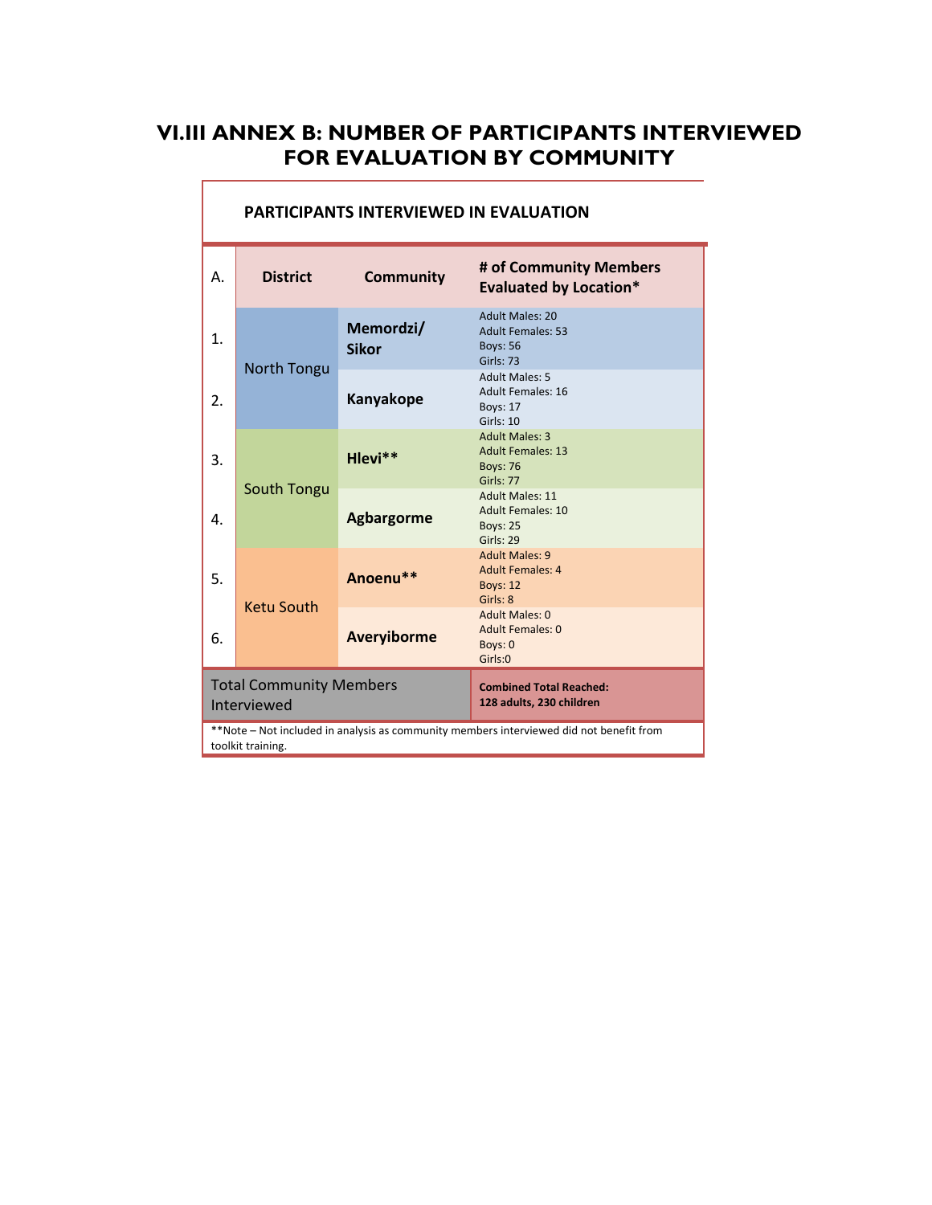# VI.III ANNEX B: NUMBER OF PARTICIPANTS INTERVIEWED FOR EVALUATION BY COMMUNITY

**PARTICIPANTS INTERVIEWED IN EVALUATION**

| A. | District | Community | # of Community Members Evaluated by Location* |
|---|---|---|---|
| 1. | North Tongu | **Memordzi/ Sikor** | Adult Males: 20<br>Adult Females: 53<br>Boys: 56<br>Girls: 73 |
| 2. | | **Kanyakope** | Adult Males: 5<br>Adult Females: 16<br>Boys: 17<br>Girls: 10 |
| 3. | South Tongu | **Hlevi**** | Adult Males: 3<br>Adult Females: 13<br>Boys: 76<br>Girls: 77 |
| 4. | | **Agbargorme** | Adult Males: 11<br>Adult Females: 10<br>Boys: 25<br>Girls: 29 |
| 5. | Ketu South | **Anoenu**** | Adult Males: 9<br>Adult Females: 4<br>Boys: 12<br>Girls: 8 |
| 6. | | **Averyiborme** | Adult Males: 0<br>Adult Females: 0<br>Boys: 0<br>Girls:0 |
| Total Community Members Interviewed | | | **Combined Total Reached: 128 adults, 230 children** |

**Note – Not included in analysis as community members interviewed did not benefit from toolkit training.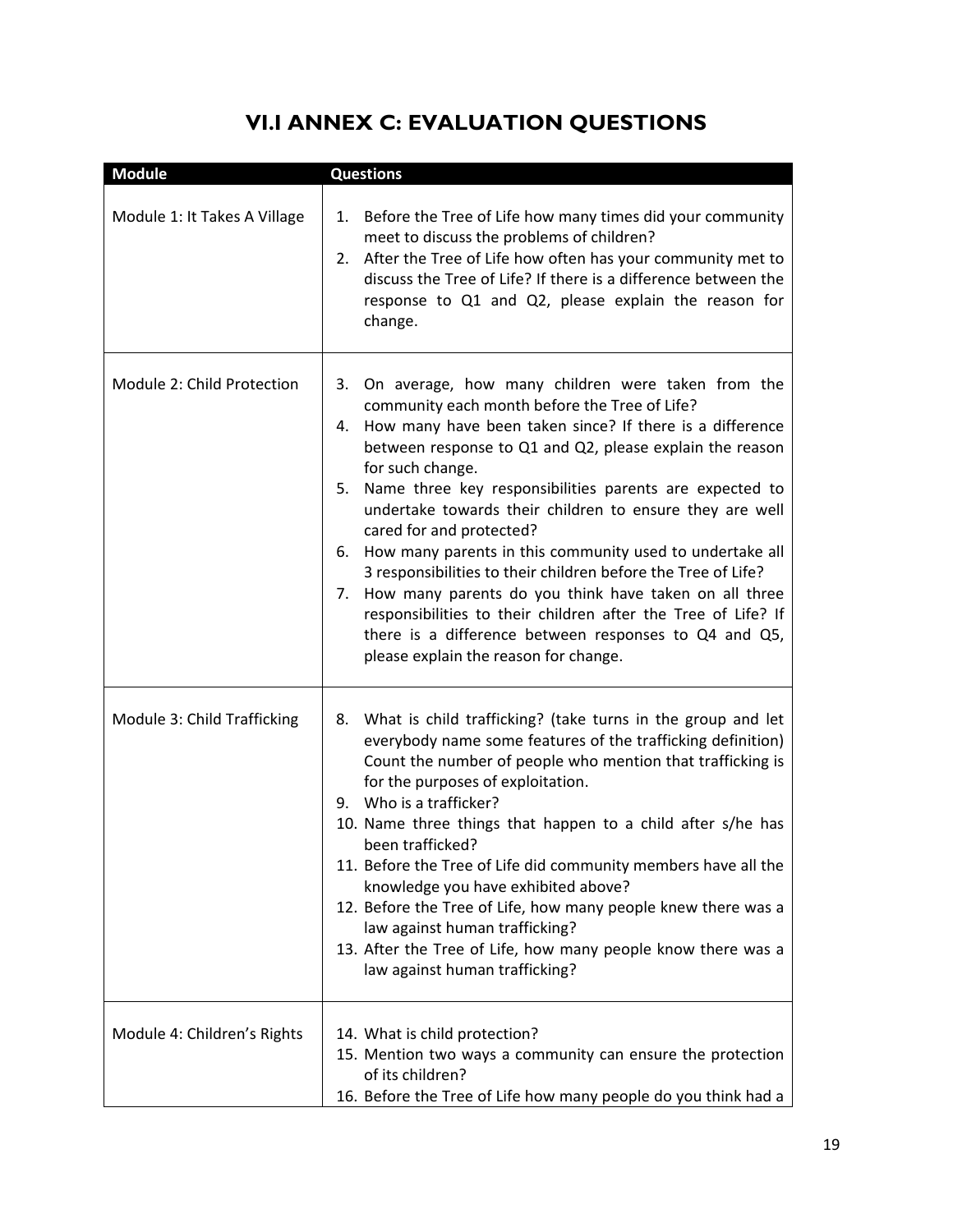# VI.I ANNEX C: EVALUATION QUESTIONS

| Module | Questions |
|---|---|
| Module 1: It Takes A Village | 1. Before the Tree of Life how many times did your community meet to discuss the problems of children?<br>2. After the Tree of Life how often has your community met to discuss the Tree of Life? If there is a difference between the response to Q1 and Q2, please explain the reason for change. |
| Module 2: Child Protection | 3. On average, how many children were taken from the community each month before the Tree of Life?<br>4. How many have been taken since? If there is a difference between response to Q1 and Q2, please explain the reason for such change.<br>5. Name three key responsibilities parents are expected to undertake towards their children to ensure they are well cared for and protected?<br>6. How many parents in this community used to undertake all 3 responsibilities to their children before the Tree of Life?<br>7. How many parents do you think have taken on all three responsibilities to their children after the Tree of Life? If there is a difference between responses to Q4 and Q5, please explain the reason for change. |
| Module 3: Child Trafficking | 8. What is child trafficking? (take turns in the group and let everybody name some features of the trafficking definition) Count the number of people who mention that trafficking is for the purposes of exploitation.<br>9. Who is a trafficker?<br>10. Name three things that happen to a child after s/he has been trafficked?<br>11. Before the Tree of Life did community members have all the knowledge you have exhibited above?<br>12. Before the Tree of Life, how many people knew there was a law against human trafficking?<br>13. After the Tree of Life, how many people know there was a law against human trafficking? |
| Module 4: Children's Rights | 14. What is child protection?<br>15. Mention two ways a community can ensure the protection of its children?<br>16. Before the Tree of Life how many people do you think had a |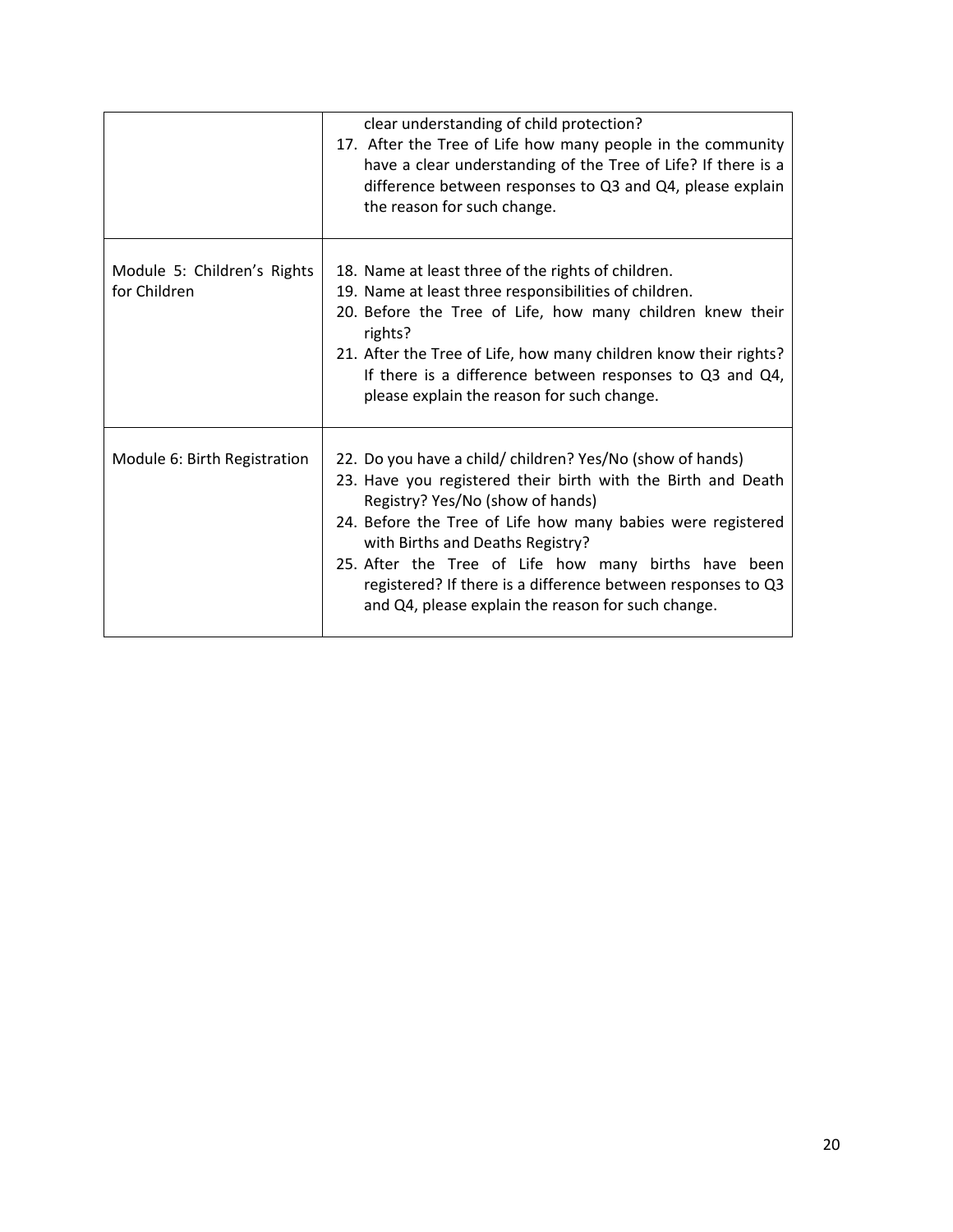| | |
|---|---|
| | clear understanding of child protection?<br>17. After the Tree of Life how many people in the community have a clear understanding of the Tree of Life? If there is a difference between responses to Q3 and Q4, please explain the reason for such change. |
| Module 5: Children's Rights for Children | 18. Name at least three of the rights of children.<br>19. Name at least three responsibilities of children.<br>20. Before the Tree of Life, how many children knew their rights?<br>21. After the Tree of Life, how many children know their rights? If there is a difference between responses to Q3 and Q4, please explain the reason for such change. |
| Module 6: Birth Registration | 22. Do you have a child/ children? Yes/No (show of hands)<br>23. Have you registered their birth with the Birth and Death Registry? Yes/No (show of hands)<br>24. Before the Tree of Life how many babies were registered with Births and Deaths Registry?<br>25. After the Tree of Life how many births have been registered? If there is a difference between responses to Q3 and Q4, please explain the reason for such change. |